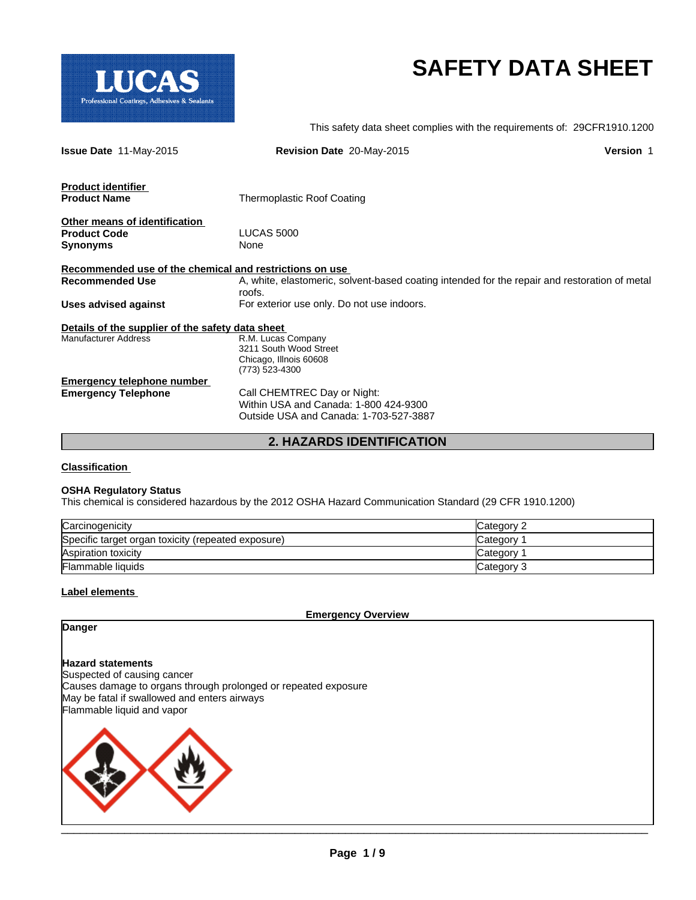# SAFETY DATA SHEET

This safety data sheet complies with the requirements of: 29CFR1910.1200

**Issue Date** 11-May-2015 **Revision Date** 20-May-2015 **Version** 1

**Product identifier**

**Product Name** Thermoplastic Roof Coating

**Other means of identification**

**Product Code** LUCAS 5000

**Synonyms** None

**Recommended use of the chemical and restrictions on use**

**Recommended Use** A, white, elastomeric, solvent-based coating intended for the repair and restoration of metal roofs.

**Uses advised against** For exterior use only. Do not use indoors.

**Details of the supplier of the safety data sheet**

Manufacturer Address
R.M. Lucas Company
3211 South Wood Street
Chicago, Illnois 60608
(773) 523-4300

**Emergency telephone number**

**Emergency Telephone**
Call CHEMTREC Day or Night:
Within USA and Canada: 1-800 424-9300
Outside USA and Canada: 1-703-527-3887

## 2. HAZARDS IDENTIFICATION

**Classification**

**OSHA Regulatory Status**

This chemical is considered hazardous by the 2012 OSHA Hazard Communication Standard (29 CFR 1910.1200)

| | |
|---|---|
| Carcinogenicity | Category 2 |
| Specific target organ toxicity (repeated exposure) | Category 1 |
| Aspiration toxicity | Category 1 |
| Flammable liquids | Category 3 |

**Label elements**

**Emergency Overview**

**Danger**

**Hazard statements**

Suspected of causing cancer

Causes damage to organs through prolonged or repeated exposure

May be fatal if swallowed and enters airways

Flammable liquid and vapor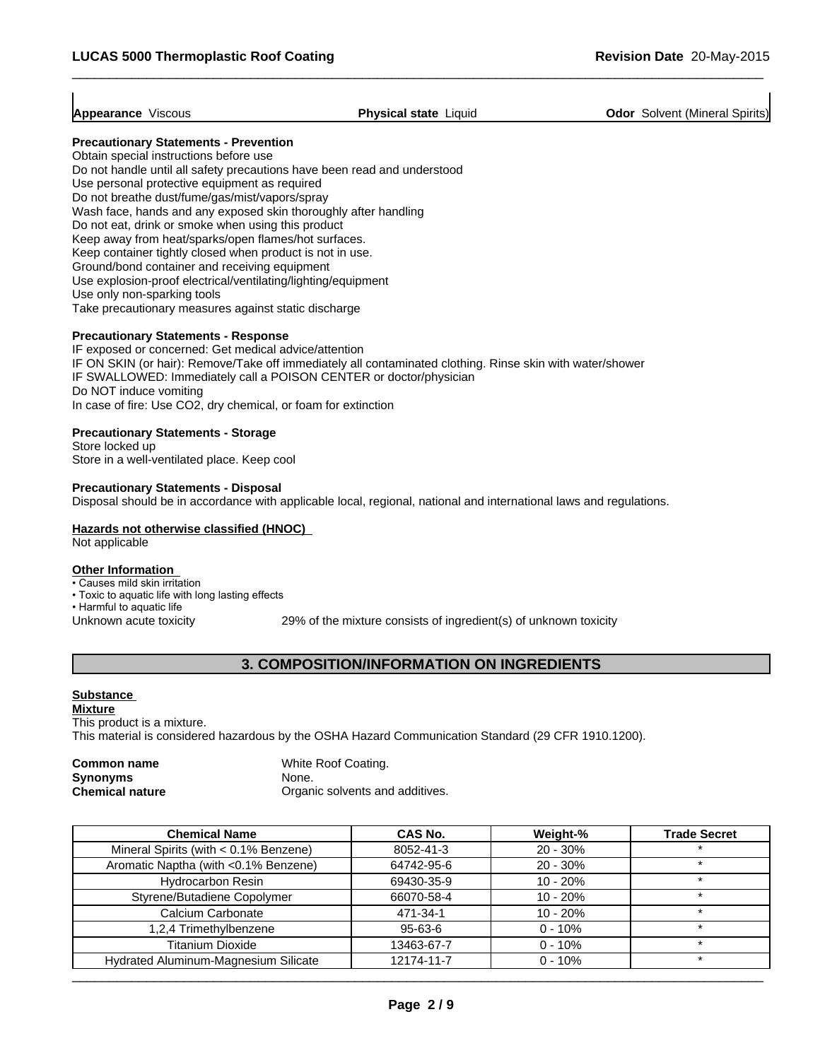| Appearance Viscous | Physical state Liquid | Odor Solvent (Mineral Spirits) |
|---|---|---|

**Precautionary Statements - Prevention**

Obtain special instructions before use
Do not handle until all safety precautions have been read and understood
Use personal protective equipment as required
Do not breathe dust/fume/gas/mist/vapors/spray
Wash face, hands and any exposed skin thoroughly after handling
Do not eat, drink or smoke when using this product
Keep away from heat/sparks/open flames/hot surfaces.
Keep container tightly closed when product is not in use.
Ground/bond container and receiving equipment
Use explosion-proof electrical/ventilating/lighting/equipment
Use only non-sparking tools
Take precautionary measures against static discharge

**Precautionary Statements - Response**

IF exposed or concerned: Get medical advice/attention
IF ON SKIN (or hair): Remove/Take off immediately all contaminated clothing. Rinse skin with water/shower
IF SWALLOWED: Immediately call a POISON CENTER or doctor/physician
Do NOT induce vomiting
In case of fire: Use CO2, dry chemical, or foam for extinction

**Precautionary Statements - Storage**

Store locked up
Store in a well-ventilated place. Keep cool

**Precautionary Statements - Disposal**

Disposal should be in accordance with applicable local, regional, national and international laws and regulations.

**Hazards not otherwise classified (HNOC)**

Not applicable

**Other Information**

- Causes mild skin irritation
- Toxic to aquatic life with long lasting effects
- Harmful to aquatic life

Unknown acute toxicity    29% of the mixture consists of ingredient(s) of unknown toxicity

## 3. COMPOSITION/INFORMATION ON INGREDIENTS

**Substance**

**Mixture**

This product is a mixture.
This material is considered hazardous by the OSHA Hazard Communication Standard (29 CFR 1910.1200).

**Common name** White Roof Coating.
**Synonyms** None.
**Chemical nature** Organic solvents and additives.

| Chemical Name | CAS No. | Weight-% | Trade Secret |
|---|---|---|---|
| Mineral Spirits (with < 0.1% Benzene) | 8052-41-3 | 20 - 30% | * |
| Aromatic Naptha (with <0.1% Benzene) | 64742-95-6 | 20 - 30% | * |
| Hydrocarbon Resin | 69430-35-9 | 10 - 20% | * |
| Styrene/Butadiene Copolymer | 66070-58-4 | 10 - 20% | * |
| Calcium Carbonate | 471-34-1 | 10 - 20% | * |
| 1,2,4 Trimethylbenzene | 95-63-6 | 0 - 10% | * |
| Titanium Dioxide | 13463-67-7 | 0 - 10% | * |
| Hydrated Aluminum-Magnesium Silicate | 12174-11-7 | 0 - 10% | * |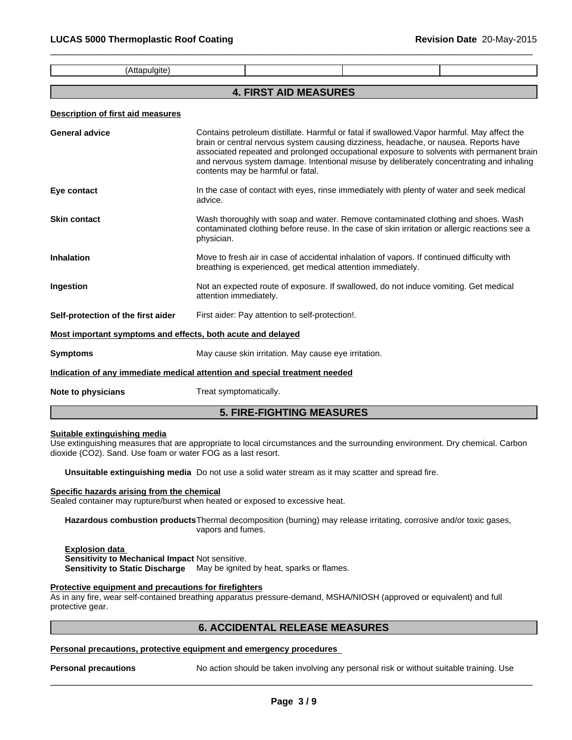| (Attapulgite) | | | |
|---|---|---|---|

## 4. FIRST AID MEASURES

**Description of first aid measures**

**General advice** Contains petroleum distillate. Harmful or fatal if swallowed.Vapor harmful. May affect the brain or central nervous system causing dizziness, headache, or nausea. Reports have associated repeated and prolonged occupational exposure to solvents with permanent brain and nervous system damage. Intentional misuse by deliberately concentrating and inhaling contents may be harmful or fatal.

**Eye contact** In the case of contact with eyes, rinse immediately with plenty of water and seek medical advice.

**Skin contact** Wash thoroughly with soap and water. Remove contaminated clothing and shoes. Wash contaminated clothing before reuse. In the case of skin irritation or allergic reactions see a physician.

**Inhalation** Move to fresh air in case of accidental inhalation of vapors. If continued difficulty with breathing is experienced, get medical attention immediately.

**Ingestion** Not an expected route of exposure. If swallowed, do not induce vomiting. Get medical attention immediately.

**Self-protection of the first aider** First aider: Pay attention to self-protection!.

**Most important symptoms and effects, both acute and delayed**

**Symptoms** May cause skin irritation. May cause eye irritation.

**Indication of any immediate medical attention and special treatment needed**

**Note to physicians** Treat symptomatically.

## 5. FIRE-FIGHTING MEASURES

**Suitable extinguishing media**

Use extinguishing measures that are appropriate to local circumstances and the surrounding environment. Dry chemical. Carbon dioxide ($CO_2$). Sand. Use foam or water FOG as a last resort.

**Unsuitable extinguishing media** Do not use a solid water stream as it may scatter and spread fire.

**Specific hazards arising from the chemical**

Sealed container may rupture/burst when heated or exposed to excessive heat.

**Hazardous combustion products** Thermal decomposition (burning) may release irritating, corrosive and/or toxic gases, vapors and fumes.

**Explosion data**

**Sensitivity to Mechanical Impact** Not sensitive.

**Sensitivity to Static Discharge** May be ignited by heat, sparks or flames.

**Protective equipment and precautions for firefighters**

As in any fire, wear self-contained breathing apparatus pressure-demand, MSHA/NIOSH (approved or equivalent) and full protective gear.

## 6. ACCIDENTAL RELEASE MEASURES

**Personal precautions, protective equipment and emergency procedures**

**Personal precautions** No action should be taken involving any personal risk or without suitable training. Use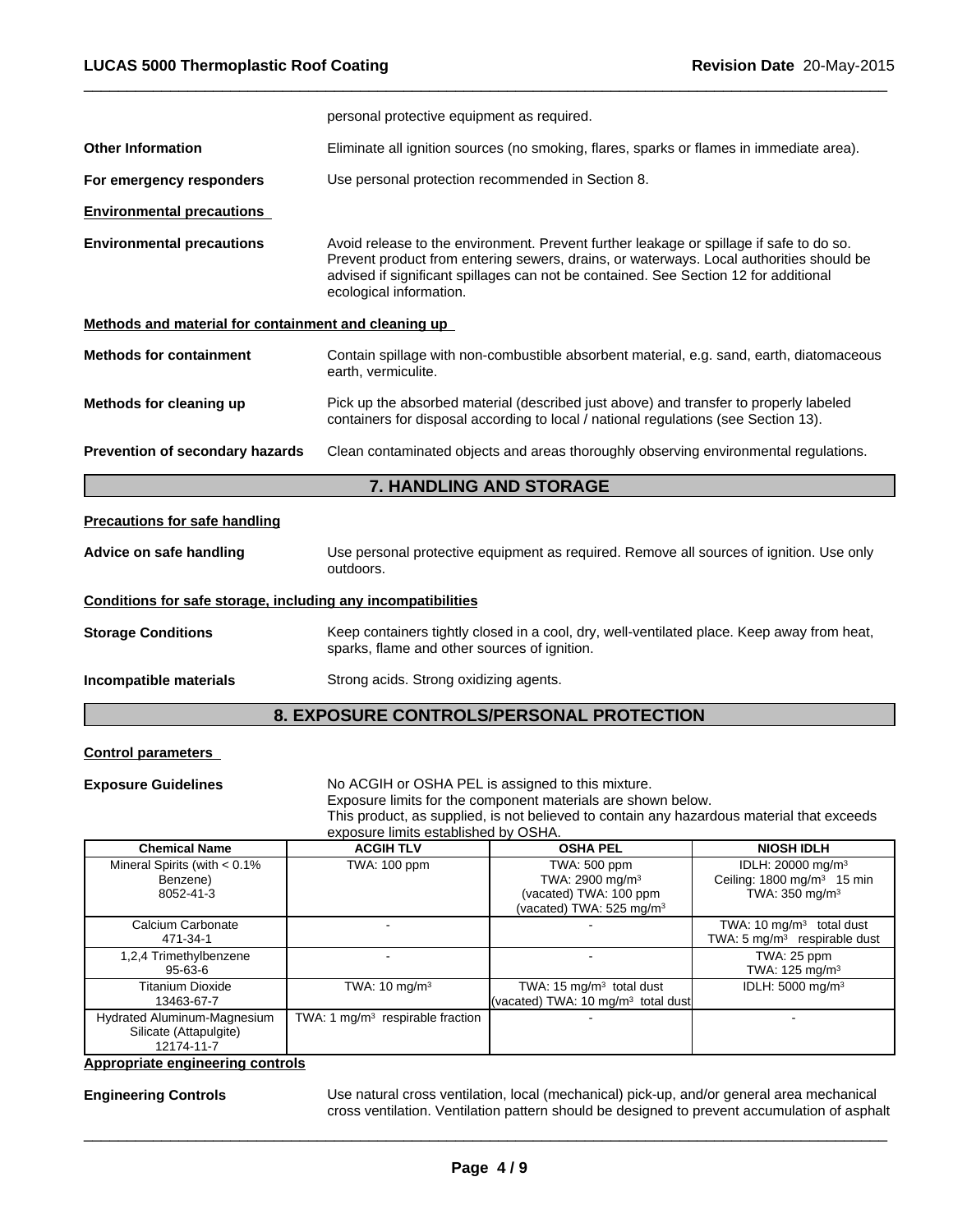| | |
|---|---|
| | personal protective equipment as required. |
| **Other Information** | Eliminate all ignition sources (no smoking, flares, sparks or flames in immediate area). |
| **For emergency responders** | Use personal protection recommended in Section 8. |

**Environmental precautions**

| | |
|---|---|
| **Environmental precautions** | Avoid release to the environment. Prevent further leakage or spillage if safe to do so. Prevent product from entering sewers, drains, or waterways. Local authorities should be advised if significant spillages can not be contained. See Section 12 for additional ecological information. |

**Methods and material for containment and cleaning up**

| | |
|---|---|
| **Methods for containment** | Contain spillage with non-combustible absorbent material, e.g. sand, earth, diatomaceous earth, vermiculite. |
| **Methods for cleaning up** | Pick up the absorbed material (described just above) and transfer to properly labeled containers for disposal according to local / national regulations (see Section 13). |
| **Prevention of secondary hazards** | Clean contaminated objects and areas thoroughly observing environmental regulations. |

## 7. HANDLING AND STORAGE

**Precautions for safe handling**

| | |
|---|---|
| **Advice on safe handling** | Use personal protective equipment as required. Remove all sources of ignition. Use only outdoors. |

**Conditions for safe storage, including any incompatibilities**

| | |
|---|---|
| **Storage Conditions** | Keep containers tightly closed in a cool, dry, well-ventilated place. Keep away from heat, sparks, flame and other sources of ignition. |
| **Incompatible materials** | Strong acids. Strong oxidizing agents. |

## 8. EXPOSURE CONTROLS/PERSONAL PROTECTION

**Control parameters**

**Exposure Guidelines** No ACGIH or OSHA PEL is assigned to this mixture.
Exposure limits for the component materials are shown below.
This product, as supplied, is not believed to contain any hazardous material that exceeds exposure limits established by OSHA.

| Chemical Name | ACGIH TLV | OSHA PEL | NIOSH IDLH |
|---|---|---|---|
| Mineral Spirits (with < 0.1% Benzene)<br>8052-41-3 | TWA: 100 ppm | TWA: 500 ppm<br>TWA: 2900 mg/m³<br>(vacated) TWA: 100 ppm<br>(vacated) TWA: 525 mg/m³ | IDLH: 20000 mg/m³<br>Ceiling: 1800 mg/m³ 15 min<br>TWA: 350 mg/m³ |
| Calcium Carbonate<br>471-34-1 | - | - | TWA: 10 mg/m³ total dust<br>TWA: 5 mg/m³ respirable dust |
| 1,2,4 Trimethylbenzene<br>95-63-6 | - | - | TWA: 25 ppm<br>TWA: 125 mg/m³ |
| Titanium Dioxide<br>13463-67-7 | TWA: 10 mg/m³ | TWA: 15 mg/m³ total dust<br>(vacated) TWA: 10 mg/m³ total dust | IDLH: 5000 mg/m³ |
| Hydrated Aluminum-Magnesium Silicate (Attapulgite)<br>12174-11-7 | TWA: 1 mg/m³ respirable fraction | - | - |

**Appropriate engineering controls**

| | |
|---|---|
| **Engineering Controls** | Use natural cross ventilation, local (mechanical) pick-up, and/or general area mechanical cross ventilation. Ventilation pattern should be designed to prevent accumulation of asphalt |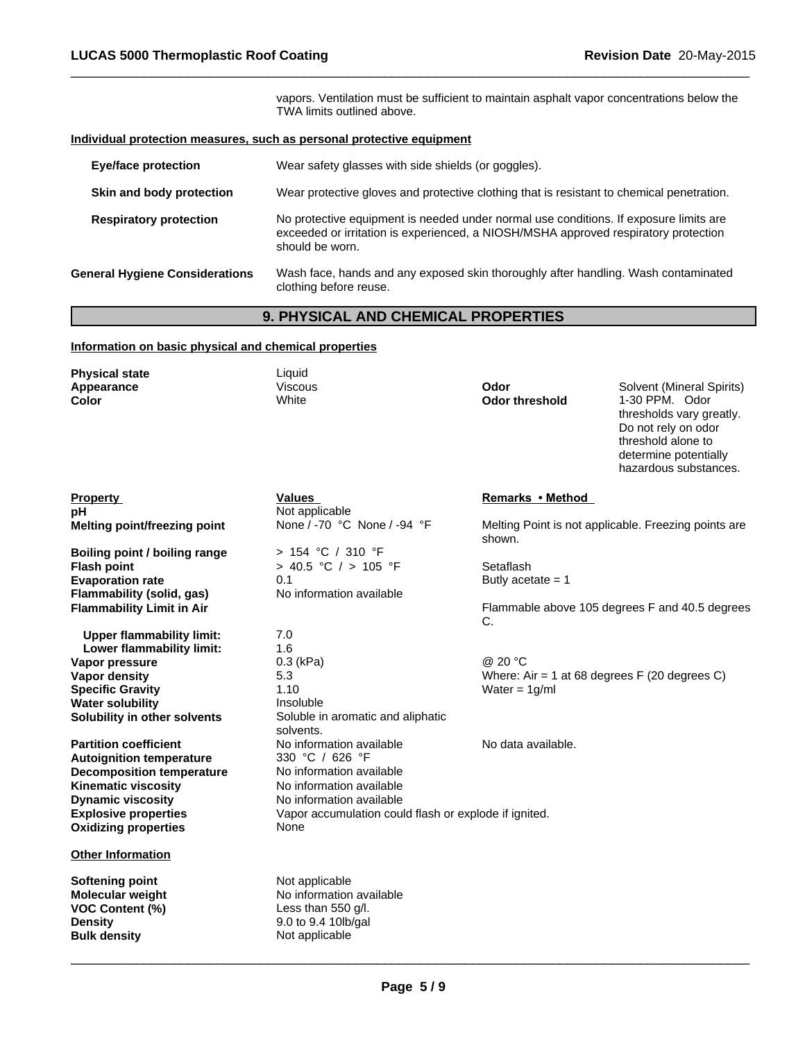vapors. Ventilation must be sufficient to maintain asphalt vapor concentrations below the TWA limits outlined above.

**Individual protection measures, such as personal protective equipment**

| | |
|---|---|
| **Eye/face protection** | Wear safety glasses with side shields (or goggles). |
| **Skin and body protection** | Wear protective gloves and protective clothing that is resistant to chemical penetration. |
| **Respiratory protection** | No protective equipment is needed under normal use conditions. If exposure limits are exceeded or irritation is experienced, a NIOSH/MSHA approved respiratory protection should be worn. |
| **General Hygiene Considerations** | Wash face, hands and any exposed skin thoroughly after handling. Wash contaminated clothing before reuse. |

## 9. PHYSICAL AND CHEMICAL PROPERTIES

**Information on basic physical and chemical properties**

| | | | |
|---|---|---|---|
| **Physical state** | Liquid | | |
| **Appearance** | Viscous | **Odor** | Solvent (Mineral Spirits) |
| **Color** | White | **Odor threshold** | 1-30 PPM. Odor thresholds vary greatly. Do not rely on odor threshold alone to determine potentially hazardous substances. |

| Property | Values | Remarks • Method |
|---|---|---|
| **pH** | Not applicable | |
| **Melting point/freezing point** | None / -70 °C None / -94 °F | Melting Point is not applicable. Freezing points are shown. |
| **Boiling point / boiling range** | > 154 °C / 310 °F | |
| **Flash point** | > 40.5 °C / > 105 °F | Setaflash |
| **Evaporation rate** | 0.1 | Butly acetate = 1 |
| **Flammability (solid, gas)** | No information available | |
| **Flammability Limit in Air** | | Flammable above 105 degrees F and 40.5 degrees C. |
| **Upper flammability limit:** | 7.0 | |
| **Lower flammability limit:** | 1.6 | |
| **Vapor pressure** | 0.3 (kPa) | @ 20 °C |
| **Vapor density** | 5.3 | Where: Air = 1 at 68 degrees F (20 degrees C) |
| **Specific Gravity** | 1.10 | Water = 1g/ml |
| **Water solubility** | Insoluble | |
| **Solubility in other solvents** | Soluble in aromatic and aliphatic solvents. | |
| **Partition coefficient** | No information available | No data available. |
| **Autoignition temperature** | 330 °C / 626 °F | |
| **Decomposition temperature** | No information available | |
| **Kinematic viscosity** | No information available | |
| **Dynamic viscosity** | No information available | |
| **Explosive properties** | Vapor accumulation could flash or explode if ignited. | |
| **Oxidizing properties** | None | |

**Other Information**

| | |
|---|---|
| **Softening point** | Not applicable |
| **Molecular weight** | No information available |
| **VOC Content (%)** | Less than 550 g/l. |
| **Density** | 9.0 to 9.4 10lb/gal |
| **Bulk density** | Not applicable |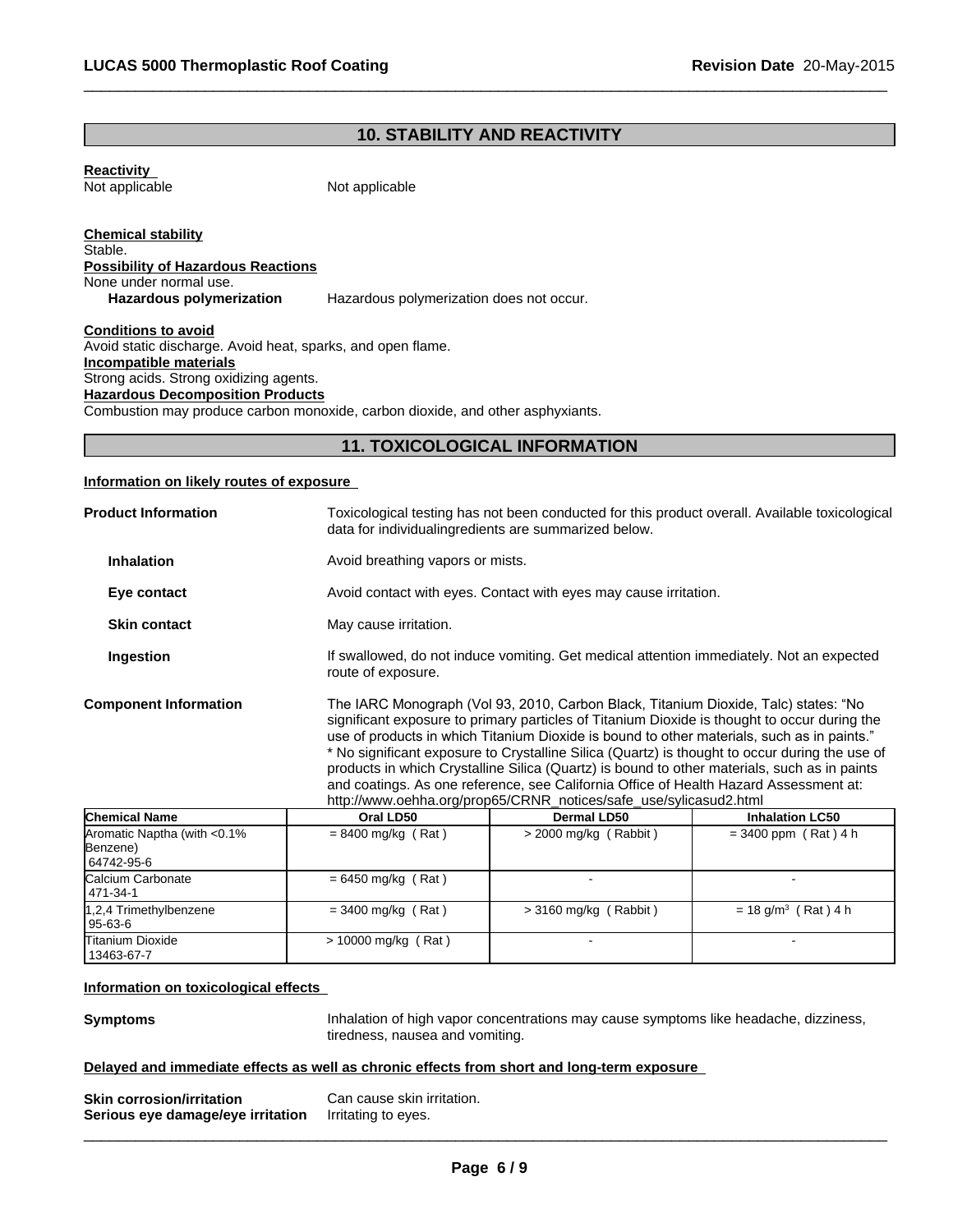## 10. STABILITY AND REACTIVITY

**Reactivity**

Not applicable Not applicable

**Chemical stability**

Stable.

**Possibility of Hazardous Reactions**

None under normal use.

**Hazardous polymerization** Hazardous polymerization does not occur.

**Conditions to avoid**

Avoid static discharge. Avoid heat, sparks, and open flame.

**Incompatible materials**

Strong acids. Strong oxidizing agents.

**Hazardous Decomposition Products**

Combustion may produce carbon monoxide, carbon dioxide, and other asphyxiants.

## 11. TOXICOLOGICAL INFORMATION

**Information on likely routes of exposure**

**Product Information** Toxicological testing has not been conducted for this product overall. Available toxicological data for individualingredients are summarized below.

**Inhalation** Avoid breathing vapors or mists.

**Eye contact** Avoid contact with eyes. Contact with eyes may cause irritation.

**Skin contact** May cause irritation.

**Ingestion** If swallowed, do not induce vomiting. Get medical attention immediately. Not an expected route of exposure.

**Component Information** The IARC Monograph (Vol 93, 2010, Carbon Black, Titanium Dioxide, Talc) states: "No significant exposure to primary particles of Titanium Dioxide is thought to occur during the use of products in which Titanium Dioxide is bound to other materials, such as in paints." * No significant exposure to Crystalline Silica (Quartz) is thought to occur during the use of products in which Crystalline Silica (Quartz) is bound to other materials, such as in paints and coatings. As one reference, see California Office of Health Hazard Assessment at: http://www.oehha.org/prop65/CRNR_notices/safe_use/sylicasud2.html

| Chemical Name | Oral LD50 | Dermal LD50 | Inhalation LC50 |
|---|---|---|---|
| Aromatic Naptha (with <0.1% Benzene) 64742-95-6 | = 8400 mg/kg ( Rat ) | > 2000 mg/kg ( Rabbit ) | = 3400 ppm ( Rat ) 4 h |
| Calcium Carbonate 471-34-1 | = 6450 mg/kg ( Rat ) | - | - |
| 1,2,4 Trimethylbenzene 95-63-6 | = 3400 mg/kg ( Rat ) | > 3160 mg/kg ( Rabbit ) | = 18 g/m$^3$ ( Rat ) 4 h |
| Titanium Dioxide 13463-67-7 | > 10000 mg/kg ( Rat ) | - | - |

**Information on toxicological effects**

**Symptoms** Inhalation of high vapor concentrations may cause symptoms like headache, dizziness, tiredness, nausea and vomiting.

**Delayed and immediate effects as well as chronic effects from short and long-term exposure**

**Skin corrosion/irritation** Can cause skin irritation.

**Serious eye damage/eye irritation** Irritating to eyes.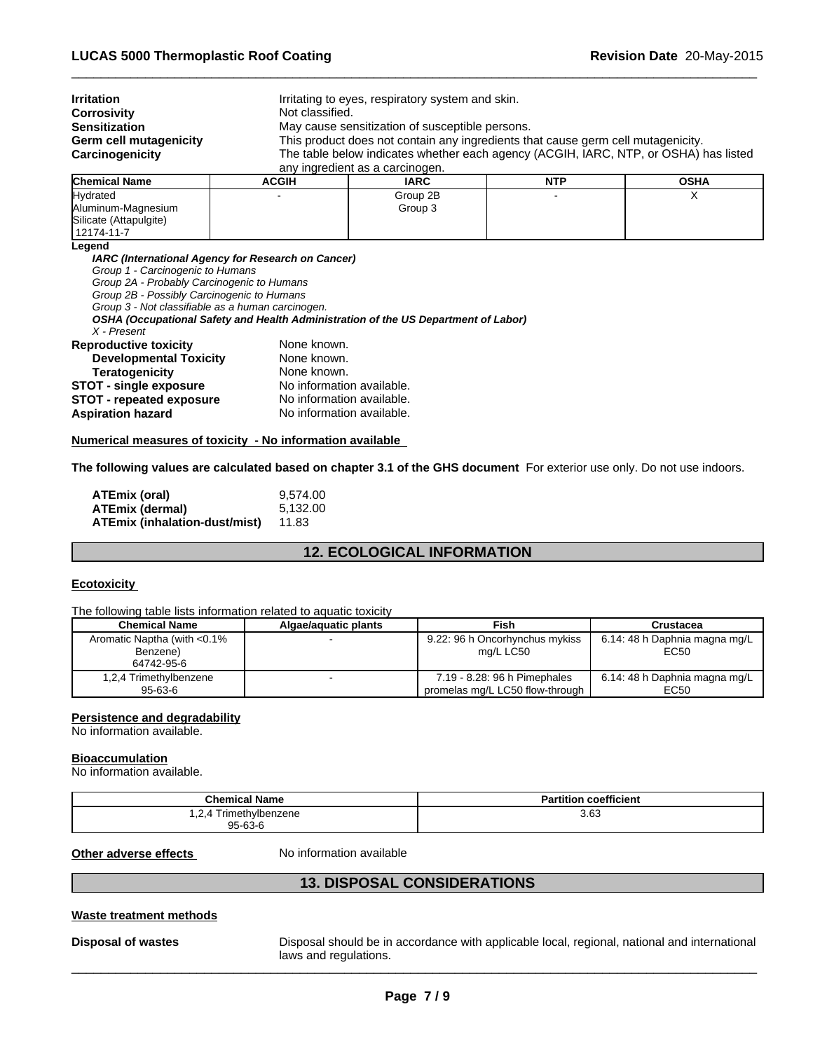**Irritation** Irritating to eyes, respiratory system and skin.
**Corrosivity** Not classified.
**Sensitization** May cause sensitization of susceptible persons.
**Germ cell mutagenicity** This product does not contain any ingredients that cause germ cell mutagenicity.
**Carcinogenicity** The table below indicates whether each agency (ACGIH, IARC, NTP, or OSHA) has listed any ingredient as a carcinogen.

| Chemical Name | ACGIH | IARC | NTP | OSHA |
|---|---|---|---|---|
| Hydrated Aluminum-Magnesium Silicate (Attapulgite) 12174-11-7 | - | Group 2B Group 3 | - | X |

**Legend**

***IARC (International Agency for Research on Cancer)***
*Group 1 - Carcinogenic to Humans*
*Group 2A - Probably Carcinogenic to Humans*
*Group 2B - Possibly Carcinogenic to Humans*
*Group 3 - Not classifiable as a human carcinogen.*
***OSHA (Occupational Safety and Health Administration of the US Department of Labor)***
*X - Present*

**Reproductive toxicity** None known.
**Developmental Toxicity** None known.
**Teratogenicity** None known.
**STOT - single exposure** No information available.
**STOT - repeated exposure** No information available.
**Aspiration hazard** No information available.

**Numerical measures of toxicity - No information available**

**The following values are calculated based on chapter 3.1 of the GHS document** For exterior use only. Do not use indoors.

**ATEmix (oral)** 9,574.00
**ATEmix (dermal)** 5,132.00
**ATEmix (inhalation-dust/mist)** 11.83

## 12. ECOLOGICAL INFORMATION

**Ecotoxicity**

The following table lists information related to aquatic toxicity

| Chemical Name | Algae/aquatic plants | Fish | Crustacea |
|---|---|---|---|
| Aromatic Naptha (with <0.1% Benzene) 64742-95-6 | - | 9.22: 96 h Oncorhynchus mykiss mg/L LC50 | 6.14: 48 h Daphnia magna mg/L EC50 |
| 1,2,4 Trimethylbenzene 95-63-6 | - | 7.19 - 8.28: 96 h Pimephales promelas mg/L LC50 flow-through | 6.14: 48 h Daphnia magna mg/L EC50 |

**Persistence and degradability**
No information available.

**Bioaccumulation**
No information available.

| Chemical Name | Partition coefficient |
|---|---|
| 1,2,4 Trimethylbenzene 95-63-6 | 3.63 |

**Other adverse effects** No information available

## 13. DISPOSAL CONSIDERATIONS

**Waste treatment methods**

**Disposal of wastes** Disposal should be in accordance with applicable local, regional, national and international laws and regulations.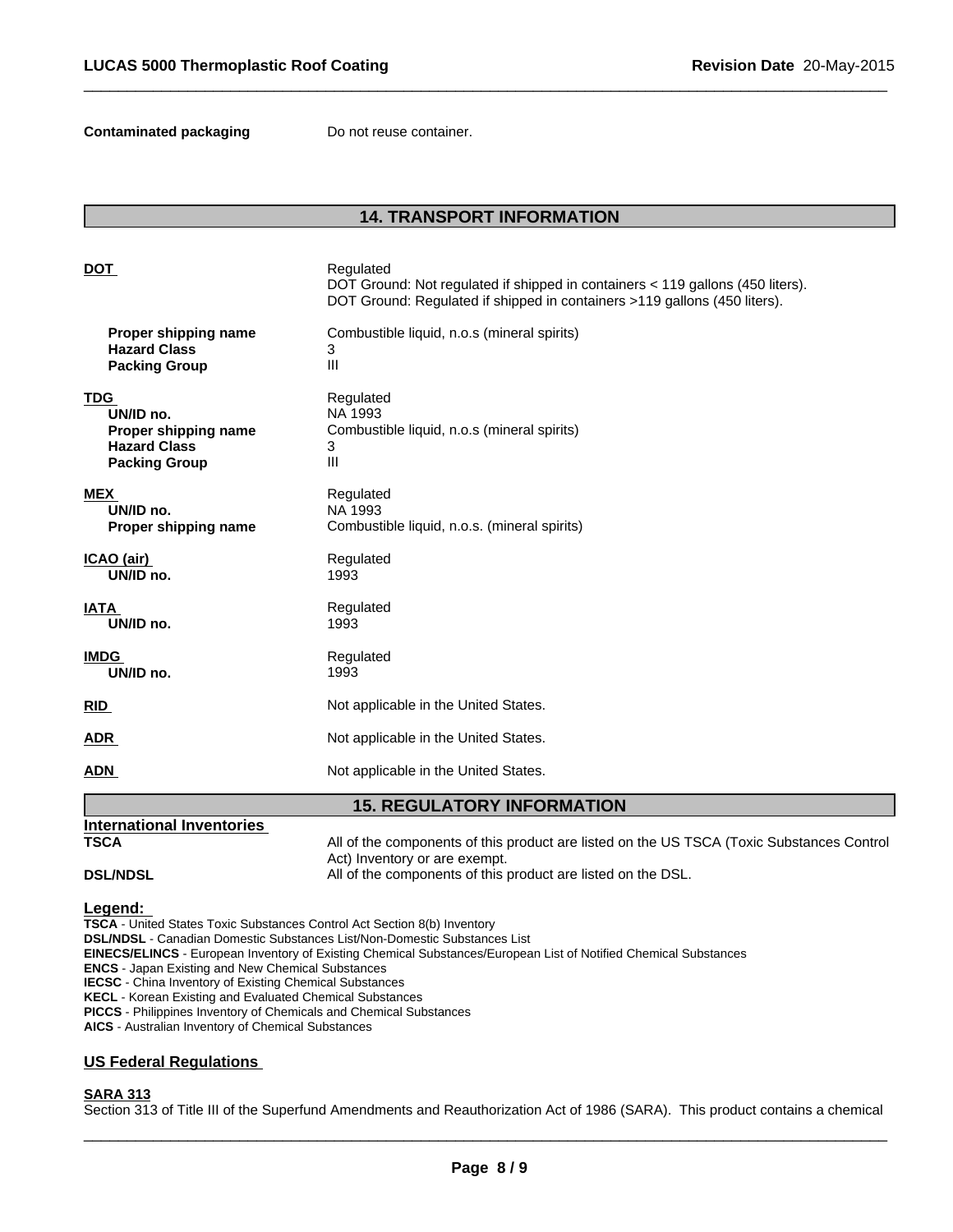**Contaminated packaging** Do not reuse container.

## 14. TRANSPORT INFORMATION

**DOT**
Regulated
DOT Ground: Not regulated if shipped in containers < 119 gallons (450 liters).
DOT Ground: Regulated if shipped in containers >119 gallons (450 liters).

| | |
|---|---|
| **Proper shipping name** | Combustible liquid, n.o.s (mineral spirits) |
| **Hazard Class** | 3 |
| **Packing Group** | III |

| | |
|---|---|
| **TDG** | Regulated |
| **UN/ID no.** | NA 1993 |
| **Proper shipping name** | Combustible liquid, n.o.s (mineral spirits) |
| **Hazard Class** | 3 |
| **Packing Group** | III |

| | |
|---|---|
| **MEX** | Regulated |
| **UN/ID no.** | NA 1993 |
| **Proper shipping name** | Combustible liquid, n.o.s. (mineral spirits) |

| | |
|---|---|
| **ICAO (air)** | Regulated |
| **UN/ID no.** | 1993 |

| | |
|---|---|
| **IATA** | Regulated |
| **UN/ID no.** | 1993 |

| | |
|---|---|
| **IMDG** | Regulated |
| **UN/ID no.** | 1993 |

**RID** Not applicable in the United States.

**ADR** Not applicable in the United States.

**ADN** Not applicable in the United States.

## 15. REGULATORY INFORMATION

### International Inventories

**TSCA** All of the components of this product are listed on the US TSCA (Toxic Substances Control Act) Inventory or are exempt.

**DSL/NDSL** All of the components of this product are listed on the DSL.

**Legend:**

**TSCA** - United States Toxic Substances Control Act Section 8(b) Inventory
**DSL/NDSL** - Canadian Domestic Substances List/Non-Domestic Substances List
**EINECS/ELINCS** - European Inventory of Existing Chemical Substances/European List of Notified Chemical Substances
**ENCS** - Japan Existing and New Chemical Substances
**IECSC** - China Inventory of Existing Chemical Substances
**KECL** - Korean Existing and Evaluated Chemical Substances
**PICCS** - Philippines Inventory of Chemicals and Chemical Substances
**AICS** - Australian Inventory of Chemical Substances

### US Federal Regulations

**SARA 313**

Section 313 of Title III of the Superfund Amendments and Reauthorization Act of 1986 (SARA). This product contains a chemical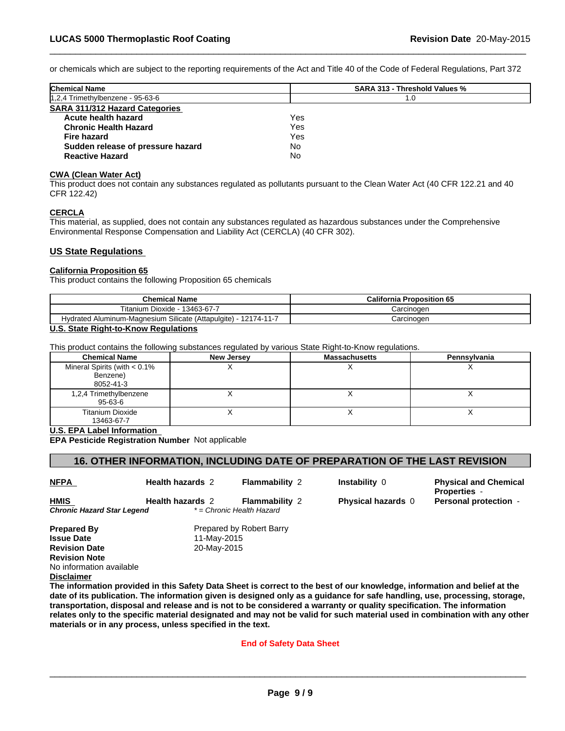or chemicals which are subject to the reporting requirements of the Act and Title 40 of the Code of Federal Regulations, Part 372

| Chemical Name | SARA 313 - Threshold Values % |
|---|---|
| 1,2,4 Trimethylbenzene - 95-63-6 | 1.0 |

**SARA 311/312 Hazard Categories**

| | |
|---|---|
| **Acute health hazard** | Yes |
| **Chronic Health Hazard** | Yes |
| **Fire hazard** | Yes |
| **Sudden release of pressure hazard** | No |
| **Reactive Hazard** | No |

**CWA (Clean Water Act)**

This product does not contain any substances regulated as pollutants pursuant to the Clean Water Act (40 CFR 122.21 and 40 CFR 122.42)

**CERCLA**

This material, as supplied, does not contain any substances regulated as hazardous substances under the Comprehensive Environmental Response Compensation and Liability Act (CERCLA) (40 CFR 302).

## US State Regulations

**California Proposition 65**

This product contains the following Proposition 65 chemicals

| Chemical Name | California Proposition 65 |
|---|---|
| Titanium Dioxide - 13463-67-7 | Carcinogen |
| Hydrated Aluminum-Magnesium Silicate (Attapulgite) - 12174-11-7 | Carcinogen |

**U.S. State Right-to-Know Regulations**

This product contains the following substances regulated by various State Right-to-Know regulations.

| Chemical Name | New Jersey | Massachusetts | Pennsylvania |
|---|---|---|---|
| Mineral Spirits (with < 0.1% Benzene) 8052-41-3 | X | X | X |
| 1,2,4 Trimethylbenzene 95-63-6 | X | X | X |
| Titanium Dioxide 13463-67-7 | X | X | X |

**U.S. EPA Label Information**

**EPA Pesticide Registration Number** Not applicable

## 16. OTHER INFORMATION, INCLUDING DATE OF PREPARATION OF THE LAST REVISION

| | | | | |
|---|---|---|---|---|
| **NFPA** | **Health hazards** 2 | **Flammability** 2 | **Instability** 0 | **Physical and Chemical Properties** - |
| **HMIS** | **Health hazards** 2 | **Flammability** 2 | **Physical hazards** 0 | **Personal protection** - |

***Chronic Hazard Star Legend*** *\* = Chronic Health Hazard*

**Prepared By** Prepared by Robert Barry
**Issue Date** 11-May-2015
**Revision Date** 20-May-2015
**Revision Note**
No information available

**Disclaimer**

**The information provided in this Safety Data Sheet is correct to the best of our knowledge, information and belief at the date of its publication. The information given is designed only as a guidance for safe handling, use, processing, storage, transportation, disposal and release and is not to be considered a warranty or quality specification. The information relates only to the specific material designated and may not be valid for such material used in combination with any other materials or in any process, unless specified in the text.**

**End of Safety Data Sheet**